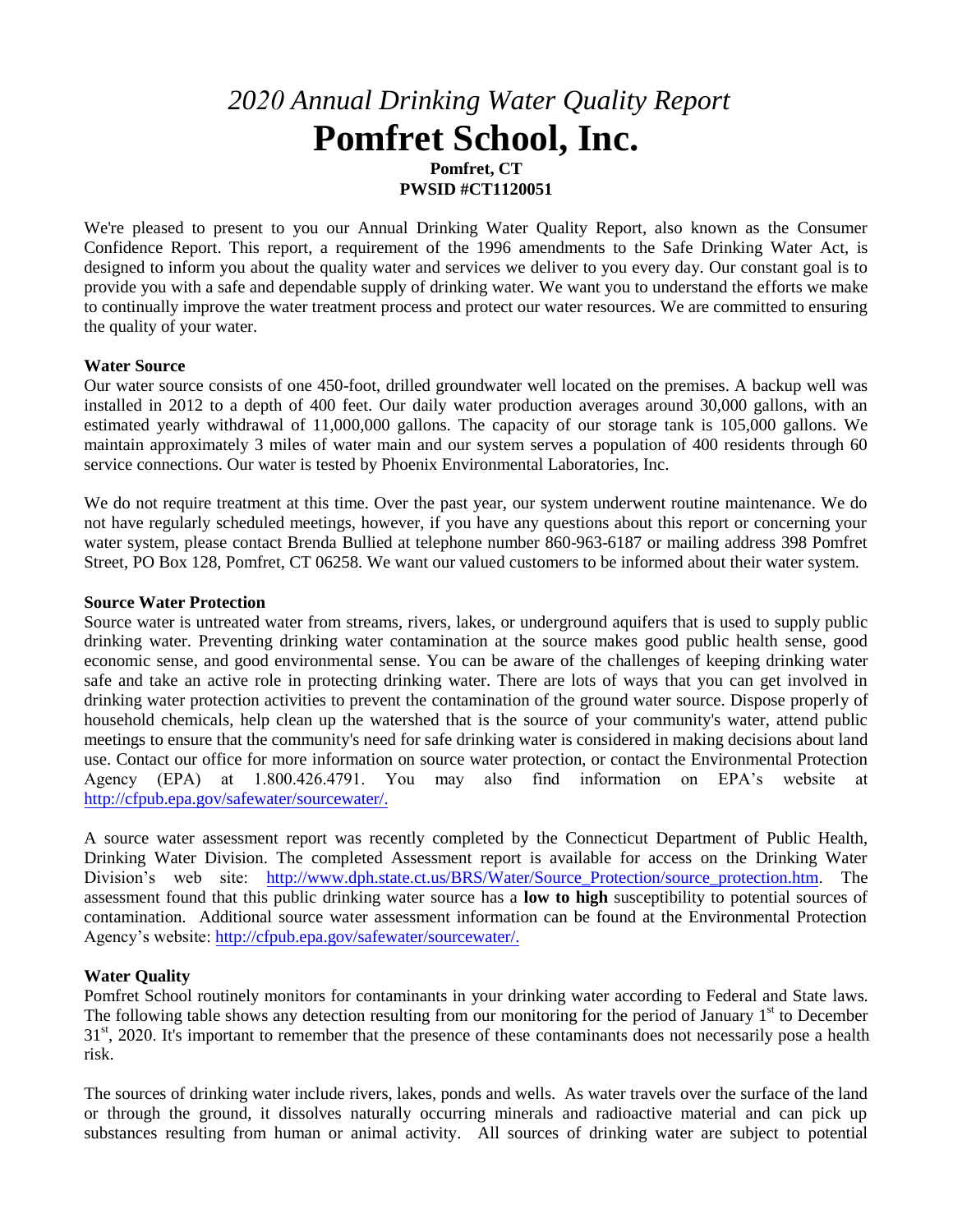# *2020 Annual Drinking Water Quality Report*

# Pomfret School, Inc.

**Pomfret, CT**
**PWSID #CT1120051**

We're pleased to present to you our Annual Drinking Water Quality Report, also known as the Consumer Confidence Report. This report, a requirement of the 1996 amendments to the Safe Drinking Water Act, is designed to inform you about the quality water and services we deliver to you every day. Our constant goal is to provide you with a safe and dependable supply of drinking water. We want you to understand the efforts we make to continually improve the water treatment process and protect our water resources. We are committed to ensuring the quality of your water.

**Water Source**

Our water source consists of one 450-foot, drilled groundwater well located on the premises. A backup well was installed in 2012 to a depth of 400 feet. Our daily water production averages around 30,000 gallons, with an estimated yearly withdrawal of 11,000,000 gallons. The capacity of our storage tank is 105,000 gallons. We maintain approximately 3 miles of water main and our system serves a population of 400 residents through 60 service connections. Our water is tested by Phoenix Environmental Laboratories, Inc.

We do not require treatment at this time. Over the past year, our system underwent routine maintenance. We do not have regularly scheduled meetings, however, if you have any questions about this report or concerning your water system, please contact Brenda Bullied at telephone number 860-963-6187 or mailing address 398 Pomfret Street, PO Box 128, Pomfret, CT 06258. We want our valued customers to be informed about their water system.

**Source Water Protection**

Source water is untreated water from streams, rivers, lakes, or underground aquifers that is used to supply public drinking water. Preventing drinking water contamination at the source makes good public health sense, good economic sense, and good environmental sense. You can be aware of the challenges of keeping drinking water safe and take an active role in protecting drinking water. There are lots of ways that you can get involved in drinking water protection activities to prevent the contamination of the ground water source. Dispose properly of household chemicals, help clean up the watershed that is the source of your community's water, attend public meetings to ensure that the community's need for safe drinking water is considered in making decisions about land use. Contact our office for more information on source water protection, or contact the Environmental Protection Agency (EPA) at 1.800.426.4791. You may also find information on EPA's website at http://cfpub.epa.gov/safewater/sourcewater/.

A source water assessment report was recently completed by the Connecticut Department of Public Health, Drinking Water Division. The completed Assessment report is available for access on the Drinking Water Division's web site: http://www.dph.state.ct.us/BRS/Water/Source_Protection/source_protection.htm. The assessment found that this public drinking water source has a **low to high** susceptibility to potential sources of contamination. Additional source water assessment information can be found at the Environmental Protection Agency's website: http://cfpub.epa.gov/safewater/sourcewater/.

**Water Quality**

Pomfret School routinely monitors for contaminants in your drinking water according to Federal and State laws. The following table shows any detection resulting from our monitoring for the period of January 1st to December 31st, 2020. It's important to remember that the presence of these contaminants does not necessarily pose a health risk.

The sources of drinking water include rivers, lakes, ponds and wells. As water travels over the surface of the land or through the ground, it dissolves naturally occurring minerals and radioactive material and can pick up substances resulting from human or animal activity. All sources of drinking water are subject to potential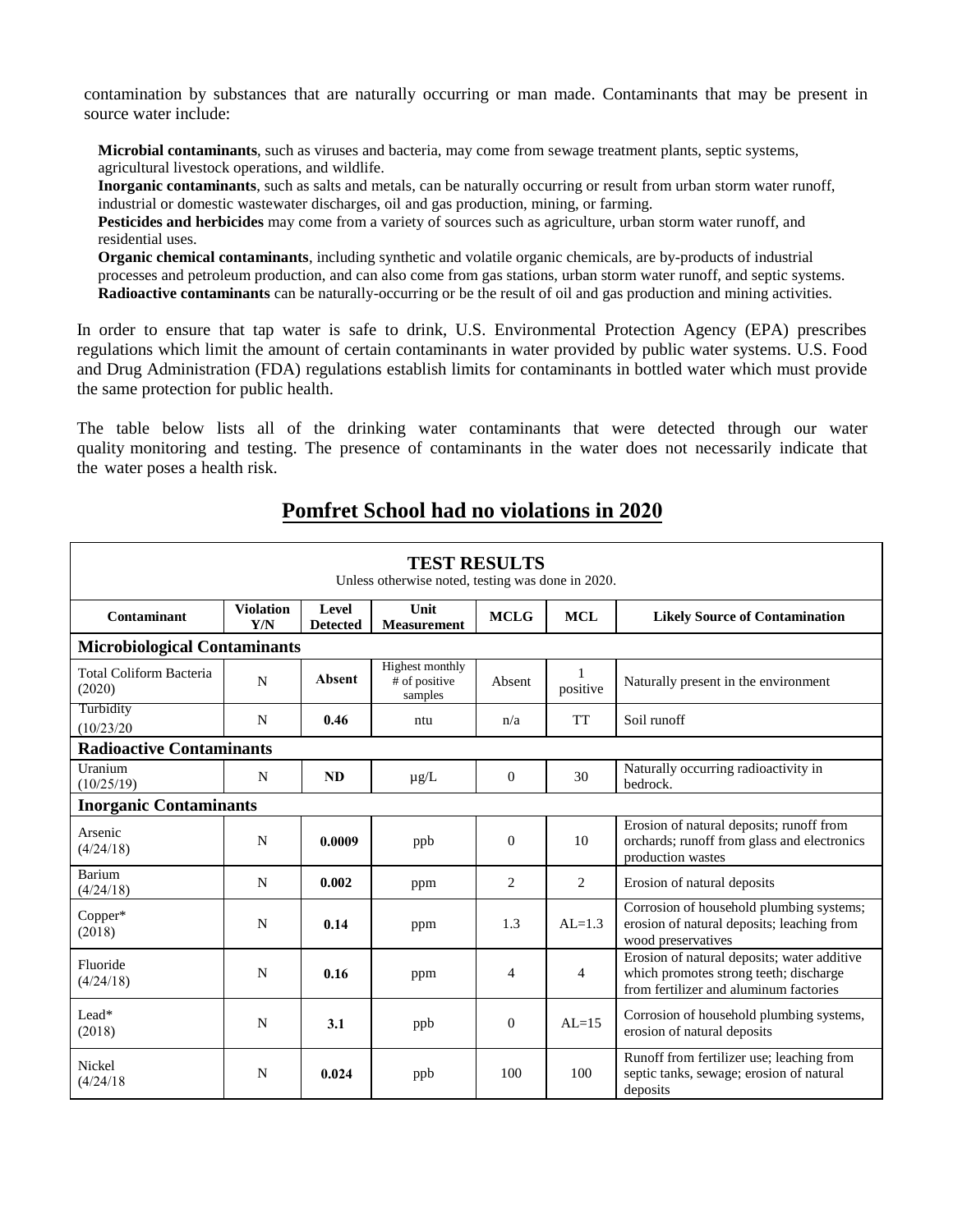contamination by substances that are naturally occurring or man made. Contaminants that may be present in source water include:

**Microbial contaminants**, such as viruses and bacteria, may come from sewage treatment plants, septic systems, agricultural livestock operations, and wildlife.
**Inorganic contaminants**, such as salts and metals, can be naturally occurring or result from urban storm water runoff, industrial or domestic wastewater discharges, oil and gas production, mining, or farming.
**Pesticides and herbicides** may come from a variety of sources such as agriculture, urban storm water runoff, and residential uses.
**Organic chemical contaminants**, including synthetic and volatile organic chemicals, are by-products of industrial processes and petroleum production, and can also come from gas stations, urban storm water runoff, and septic systems.
**Radioactive contaminants** can be naturally-occurring or be the result of oil and gas production and mining activities.

In order to ensure that tap water is safe to drink, U.S. Environmental Protection Agency (EPA) prescribes regulations which limit the amount of certain contaminants in water provided by public water systems. U.S. Food and Drug Administration (FDA) regulations establish limits for contaminants in bottled water which must provide the same protection for public health.

The table below lists all of the drinking water contaminants that were detected through our water quality monitoring and testing. The presence of contaminants in the water does not necessarily indicate that the water poses a health risk.

## Pomfret School had no violations in 2020

**TEST RESULTS**
Unless otherwise noted, testing was done in 2020.

| Contaminant | Violation Y/N | Level Detected | Unit Measurement | MCLG | MCL | Likely Source of Contamination |
|---|---|---|---|---|---|---|
| **Microbiological Contaminants** | | | | | | |
| Total Coliform Bacteria (2020) | N | **Absent** | Highest monthly # of positive samples | Absent | 1 positive | Naturally present in the environment |
| Turbidity (10/23/20 | N | **0.46** | ntu | n/a | TT | Soil runoff |
| **Radioactive Contaminants** | | | | | | |
| Uranium (10/25/19) | N | **ND** | µg/L | 0 | 30 | Naturally occurring radioactivity in bedrock. |
| **Inorganic Contaminants** | | | | | | |
| Arsenic (4/24/18) | N | **0.0009** | ppb | 0 | 10 | Erosion of natural deposits; runoff from orchards; runoff from glass and electronics production wastes |
| Barium (4/24/18) | N | **0.002** | ppm | 2 | 2 | Erosion of natural deposits |
| Copper* (2018) | N | **0.14** | ppm | 1.3 | AL=1.3 | Corrosion of household plumbing systems; erosion of natural deposits; leaching from wood preservatives |
| Fluoride (4/24/18) | N | **0.16** | ppm | 4 | 4 | Erosion of natural deposits; water additive which promotes strong teeth; discharge from fertilizer and aluminum factories |
| Lead* (2018) | N | **3.1** | ppb | 0 | AL=15 | Corrosion of household plumbing systems, erosion of natural deposits |
| Nickel (4/24/18 | N | **0.024** | ppb | 100 | 100 | Runoff from fertilizer use; leaching from septic tanks, sewage; erosion of natural deposits |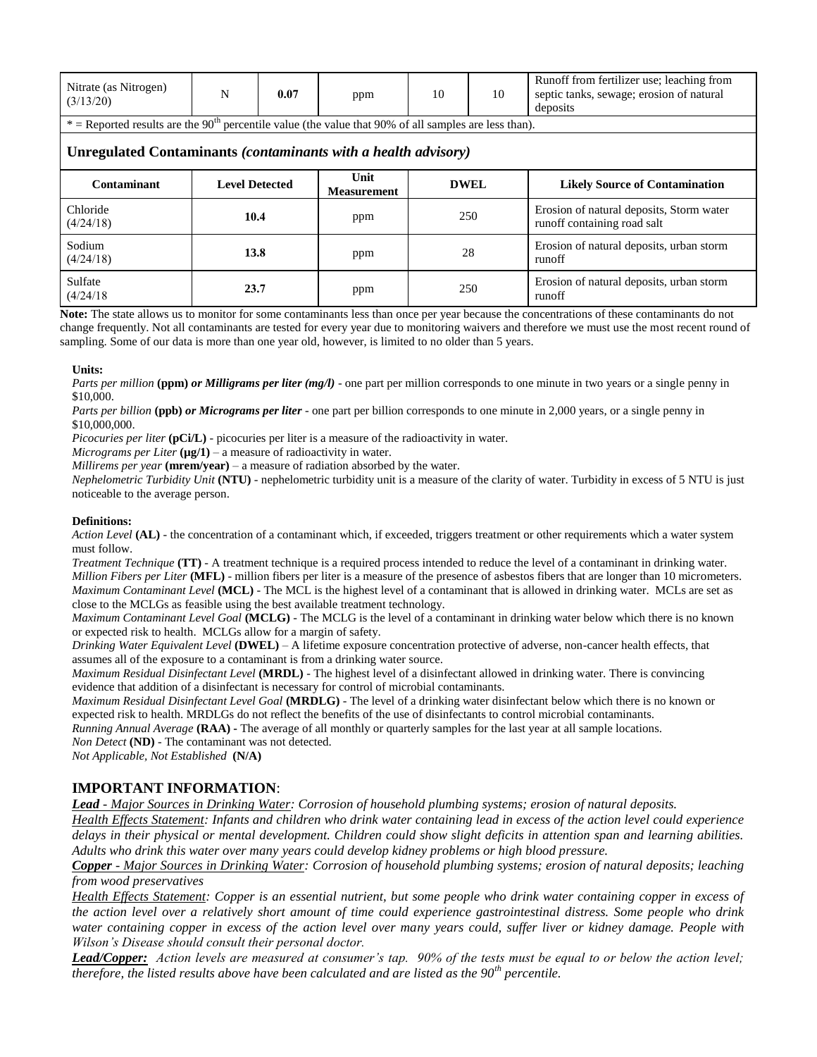| Nitrate (as Nitrogen) (3/13/20) | N | **0.07** | ppm | 10 | 10 | Runoff from fertilizer use; leaching from septic tanks, sewage; erosion of natural deposits |
|---|---|---|---|---|---|---|

* = Reported results are the 90[th] percentile value (the value that 90% of all samples are less than).

### Unregulated Contaminants *(contaminants with a health advisory)*

| Contaminant | Level Detected | Unit Measurement | DWEL | Likely Source of Contamination |
|---|---|---|---|---|
| Chloride (4/24/18) | **10.4** | ppm | 250 | Erosion of natural deposits, Storm water runoff containing road salt |
| Sodium (4/24/18) | **13.8** | ppm | 28 | Erosion of natural deposits, urban storm runoff |
| Sulfate (4/24/18 | **23.7** | ppm | 250 | Erosion of natural deposits, urban storm runoff |

**Note:** The state allows us to monitor for some contaminants less than once per year because the concentrations of these contaminants do not change frequently. Not all contaminants are tested for every year due to monitoring waivers and therefore we must use the most recent round of sampling. Some of our data is more than one year old, however, is limited to no older than 5 years.

**Units:**

*Parts per million* **(ppm)** ***or Milligrams per liter (mg/l)*** - one part per million corresponds to one minute in two years or a single penny in $10,000.

*Parts per billion* **(ppb)** ***or Micrograms per liter*** - one part per billion corresponds to one minute in 2,000 years, or a single penny in $10,000,000.

*Picocuries per liter* **(pCi/L)** - picocuries per liter is a measure of the radioactivity in water.

*Micrograms per Liter* **(µg/1)** – a measure of radioactivity in water.

*Millirems per year* **(mrem/year)** – a measure of radiation absorbed by the water.

*Nephelometric Turbidity Unit* **(NTU)** - nephelometric turbidity unit is a measure of the clarity of water. Turbidity in excess of 5 NTU is just noticeable to the average person.

**Definitions:**

*Action Level* **(AL)** - the concentration of a contaminant which, if exceeded, triggers treatment or other requirements which a water system must follow.

*Treatment Technique* **(TT)** - A treatment technique is a required process intended to reduce the level of a contaminant in drinking water.

*Million Fibers per Liter* **(MFL)** - million fibers per liter is a measure of the presence of asbestos fibers that are longer than 10 micrometers.

*Maximum Contaminant Level* **(MCL)** - The MCL is the highest level of a contaminant that is allowed in drinking water. MCLs are set as close to the MCLGs as feasible using the best available treatment technology.

*Maximum Contaminant Level Goal* **(MCLG)** - The MCLG is the level of a contaminant in drinking water below which there is no known or expected risk to health. MCLGs allow for a margin of safety.

*Drinking Water Equivalent Level* **(DWEL)** – A lifetime exposure concentration protective of adverse, non-cancer health effects, that assumes all of the exposure to a contaminant is from a drinking water source.

*Maximum Residual Disinfectant Level* **(MRDL)** - The highest level of a disinfectant allowed in drinking water. There is convincing evidence that addition of a disinfectant is necessary for control of microbial contaminants.

*Maximum Residual Disinfectant Level Goal* **(MRDLG)** - The level of a drinking water disinfectant below which there is no known or expected risk to health. MRDLGs do not reflect the benefits of the use of disinfectants to control microbial contaminants.

*Running Annual Average* **(RAA)** - The average of all monthly or quarterly samples for the last year at all sample locations.

*Non Detect* **(ND)** - The contaminant was not detected.

*Not Applicable, Not Established* **(N/A)**

## IMPORTANT INFORMATION:

***Lead*** *- Major Sources in Drinking Water: Corrosion of household plumbing systems; erosion of natural deposits.*

*Health Effects Statement: Infants and children who drink water containing lead in excess of the action level could experience delays in their physical or mental development. Children could show slight deficits in attention span and learning abilities. Adults who drink this water over many years could develop kidney problems or high blood pressure.*

***Copper*** *- Major Sources in Drinking Water: Corrosion of household plumbing systems; erosion of natural deposits; leaching from wood preservatives*

*Health Effects Statement: Copper is an essential nutrient, but some people who drink water containing copper in excess of the action level over a relatively short amount of time could experience gastrointestinal distress. Some people who drink water containing copper in excess of the action level over many years could, suffer liver or kidney damage. People with Wilson's Disease should consult their personal doctor.*

***Lead/Copper:*** *Action levels are measured at consumer's tap. 90% of the tests must be equal to or below the action level; therefore, the listed results above have been calculated and are listed as the 90[th] percentile.*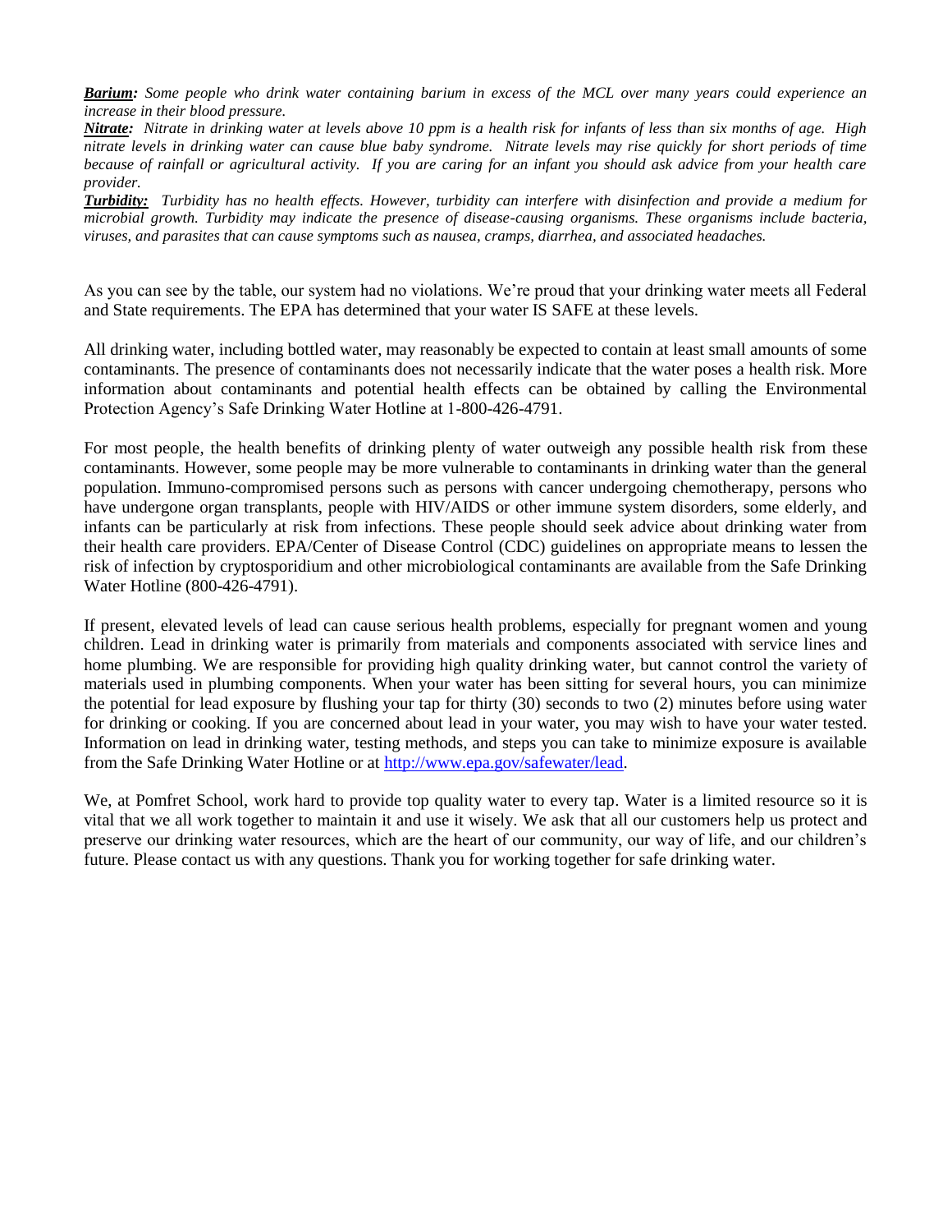***Barium:*** *Some people who drink water containing barium in excess of the MCL over many years could experience an increase in their blood pressure.*

***Nitrate:*** *Nitrate in drinking water at levels above 10 ppm is a health risk for infants of less than six months of age. High nitrate levels in drinking water can cause blue baby syndrome. Nitrate levels may rise quickly for short periods of time because of rainfall or agricultural activity. If you are caring for an infant you should ask advice from your health care provider.*

***Turbidity:*** *Turbidity has no health effects. However, turbidity can interfere with disinfection and provide a medium for microbial growth. Turbidity may indicate the presence of disease-causing organisms. These organisms include bacteria, viruses, and parasites that can cause symptoms such as nausea, cramps, diarrhea, and associated headaches.*

As you can see by the table, our system had no violations. We're proud that your drinking water meets all Federal and State requirements. The EPA has determined that your water IS SAFE at these levels.

All drinking water, including bottled water, may reasonably be expected to contain at least small amounts of some contaminants. The presence of contaminants does not necessarily indicate that the water poses a health risk. More information about contaminants and potential health effects can be obtained by calling the Environmental Protection Agency's Safe Drinking Water Hotline at 1-800-426-4791.

For most people, the health benefits of drinking plenty of water outweigh any possible health risk from these contaminants. However, some people may be more vulnerable to contaminants in drinking water than the general population. Immuno-compromised persons such as persons with cancer undergoing chemotherapy, persons who have undergone organ transplants, people with HIV/AIDS or other immune system disorders, some elderly, and infants can be particularly at risk from infections. These people should seek advice about drinking water from their health care providers. EPA/Center of Disease Control (CDC) guidelines on appropriate means to lessen the risk of infection by cryptosporidium and other microbiological contaminants are available from the Safe Drinking Water Hotline (800-426-4791).

If present, elevated levels of lead can cause serious health problems, especially for pregnant women and young children. Lead in drinking water is primarily from materials and components associated with service lines and home plumbing. We are responsible for providing high quality drinking water, but cannot control the variety of materials used in plumbing components. When your water has been sitting for several hours, you can minimize the potential for lead exposure by flushing your tap for thirty (30) seconds to two (2) minutes before using water for drinking or cooking. If you are concerned about lead in your water, you may wish to have your water tested. Information on lead in drinking water, testing methods, and steps you can take to minimize exposure is available from the Safe Drinking Water Hotline or at http://www.epa.gov/safewater/lead.

We, at Pomfret School, work hard to provide top quality water to every tap. Water is a limited resource so it is vital that we all work together to maintain it and use it wisely. We ask that all our customers help us protect and preserve our drinking water resources, which are the heart of our community, our way of life, and our children's future. Please contact us with any questions. Thank you for working together for safe drinking water.